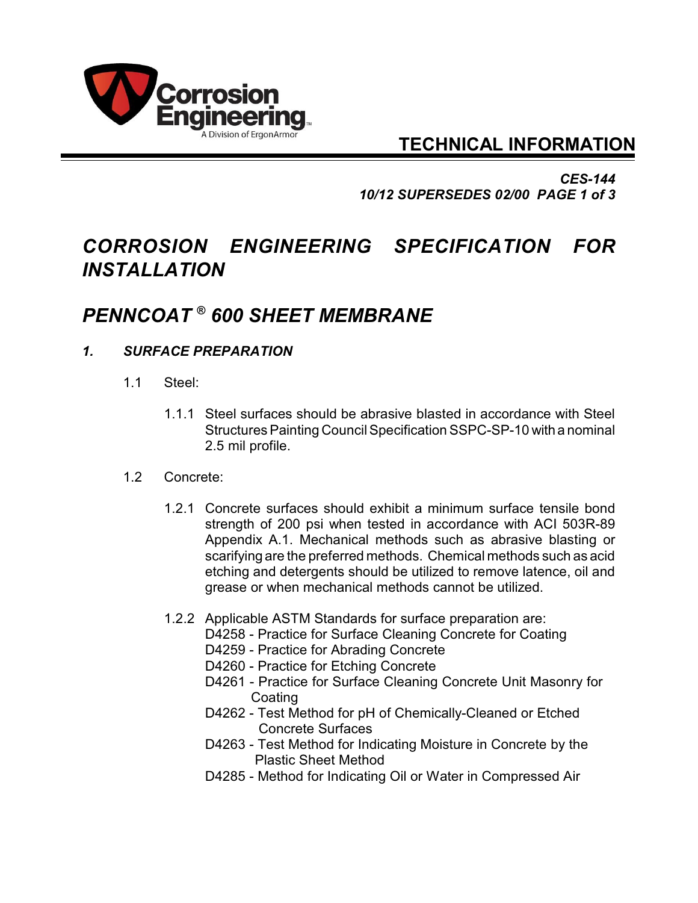Corrosion Engineering
A Division of ErgonArmor

**TECHNICAL INFORMATION**

***CES-144***
***10/12 SUPERSEDES 02/00***

# *CORROSION ENGINEERING SPECIFICATION FOR INSTALLATION*

# *PENNCOAT® 600 SHEET MEMBRANE*

## *1. SURFACE PREPARATION*

1.1 Steel:

1.1.1 Steel surfaces should be abrasive blasted in accordance with Steel Structures Painting Council Specification SSPC-SP-10 with a nominal 2.5 mil profile.

1.2 Concrete:

1.2.1 Concrete surfaces should exhibit a minimum surface tensile bond strength of 200 psi when tested in accordance with ACI 503R-89 Appendix A.1. Mechanical methods such as abrasive blasting or scarifying are the preferred methods. Chemical methods such as acid etching and detergents should be utilized to remove latence, oil and grease or when mechanical methods cannot be utilized.

1.2.2 Applicable ASTM Standards for surface preparation are:
D4258 - Practice for Surface Cleaning Concrete for Coating
D4259 - Practice for Abrading Concrete
D4260 - Practice for Etching Concrete
D4261 - Practice for Surface Cleaning Concrete Unit Masonry for Coating
D4262 - Test Method for pH of Chemically-Cleaned or Etched Concrete Surfaces
D4263 - Test Method for Indicating Moisture in Concrete by the Plastic Sheet Method
D4285 - Method for Indicating Oil or Water in Compressed Air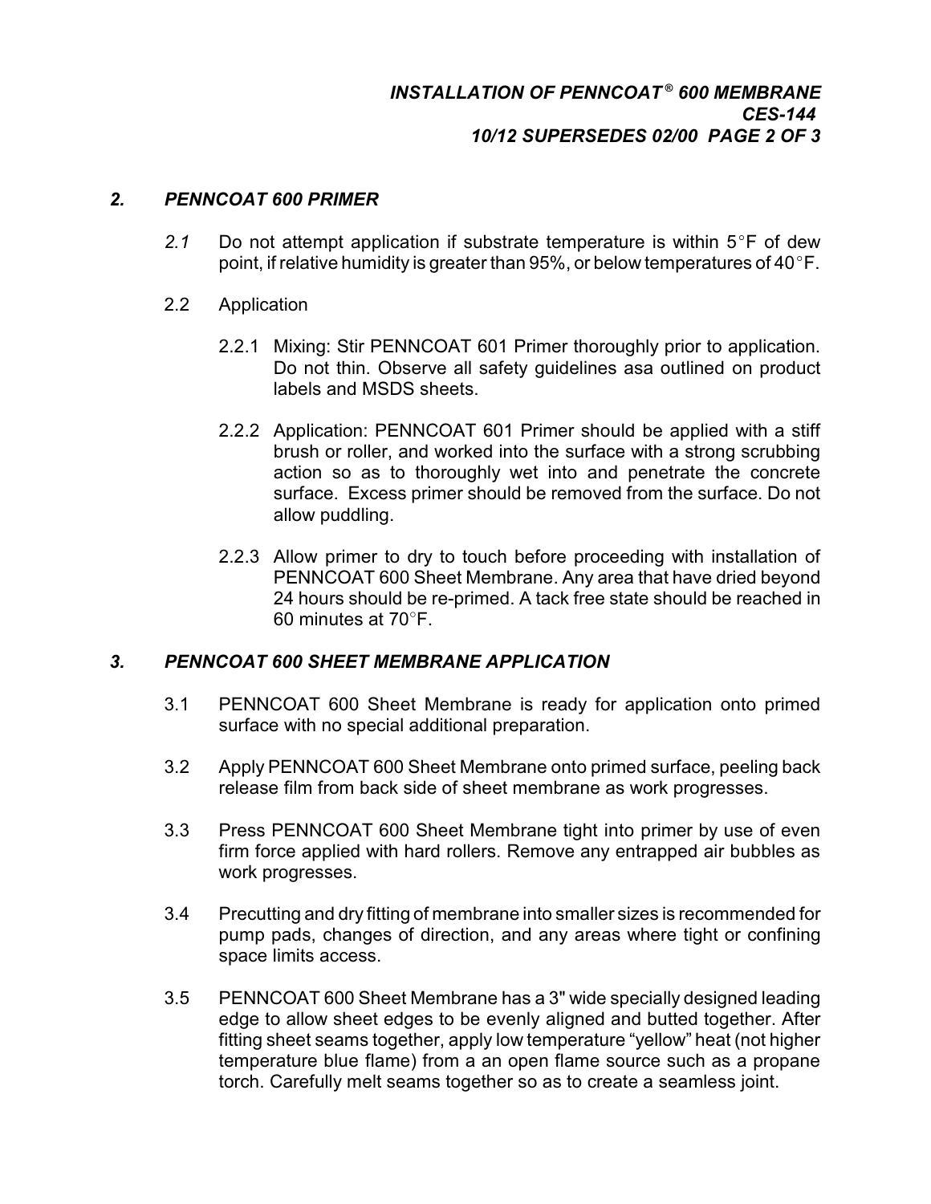## *2. PENNCOAT 600 PRIMER*

*2.1* Do not attempt application if substrate temperature is within 5°F of dew point, if relative humidity is greater than 95%, or below temperatures of 40°F.

2.2 Application

2.2.1 Mixing: Stir PENNCOAT 601 Primer thoroughly prior to application. Do not thin. Observe all safety guidelines asa outlined on product labels and MSDS sheets.

2.2.2 Application: PENNCOAT 601 Primer should be applied with a stiff brush or roller, and worked into the surface with a strong scrubbing action so as to thoroughly wet into and penetrate the concrete surface. Excess primer should be removed from the surface. Do not allow puddling.

2.2.3 Allow primer to dry to touch before proceeding with installation of PENNCOAT 600 Sheet Membrane. Any area that have dried beyond 24 hours should be re-primed. A tack free state should be reached in 60 minutes at 70°F.

## *3. PENNCOAT 600 SHEET MEMBRANE APPLICATION*

3.1 PENNCOAT 600 Sheet Membrane is ready for application onto primed surface with no special additional preparation.

3.2 Apply PENNCOAT 600 Sheet Membrane onto primed surface, peeling back release film from back side of sheet membrane as work progresses.

3.3 Press PENNCOAT 600 Sheet Membrane tight into primer by use of even firm force applied with hard rollers. Remove any entrapped air bubbles as work progresses.

3.4 Precutting and dry fitting of membrane into smaller sizes is recommended for pump pads, changes of direction, and any areas where tight or confining space limits access.

3.5 PENNCOAT 600 Sheet Membrane has a 3" wide specially designed leading edge to allow sheet edges to be evenly aligned and butted together. After fitting sheet seams together, apply low temperature "yellow" heat (not higher temperature blue flame) from a an open flame source such as a propane torch. Carefully melt seams together so as to create a seamless joint.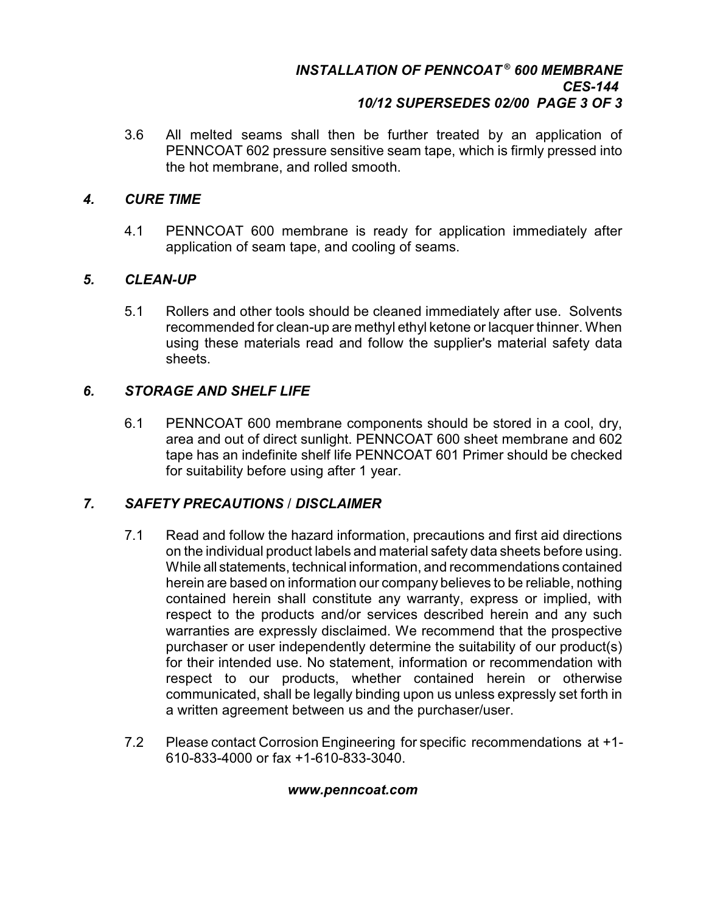3.6 All melted seams shall then be further treated by an application of PENNCOAT 602 pressure sensitive seam tape, which is firmly pressed into the hot membrane, and rolled smooth.

## *4. CURE TIME*

4.1 PENNCOAT 600 membrane is ready for application immediately after application of seam tape, and cooling of seams.

## *5. CLEAN-UP*

5.1 Rollers and other tools should be cleaned immediately after use. Solvents recommended for clean-up are methyl ethyl ketone or lacquer thinner. When using these materials read and follow the supplier's material safety data sheets.

## *6. STORAGE AND SHELF LIFE*

6.1 PENNCOAT 600 membrane components should be stored in a cool, dry, area and out of direct sunlight. PENNCOAT 600 sheet membrane and 602 tape has an indefinite shelf life PENNCOAT 601 Primer should be checked for suitability before using after 1 year.

## *7. SAFETY PRECAUTIONS / DISCLAIMER*

7.1 Read and follow the hazard information, precautions and first aid directions on the individual product labels and material safety data sheets before using. While all statements, technical information, and recommendations contained herein are based on information our company believes to be reliable, nothing contained herein shall constitute any warranty, express or implied, with respect to the products and/or services described herein and any such warranties are expressly disclaimed. We recommend that the prospective purchaser or user independently determine the suitability of our product(s) for their intended use. No statement, information or recommendation with respect to our products, whether contained herein or otherwise communicated, shall be legally binding upon us unless expressly set forth in a written agreement between us and the purchaser/user.

7.2 Please contact Corrosion Engineering for specific recommendations at +1-610-833-4000 or fax +1-610-833-3040.

***www.penncoat.com***